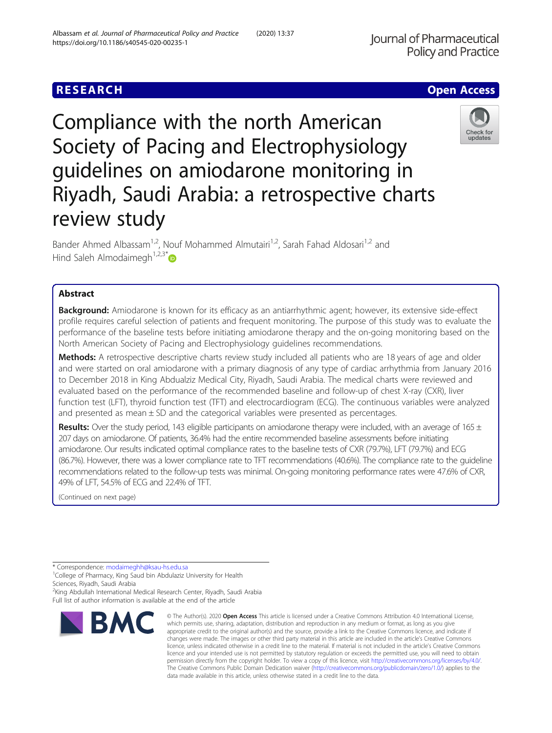RESEARCH

Open Access

# Compliance with the north American Society of Pacing and Electrophysiology guidelines on amiodarone monitoring in Riyadh, Saudi Arabia: a retrospective charts review study

Bander Ahmed Albassam[1,2], Nouf Mohammed Almutairi[1,2], Sarah Fahad Aldosari[1,2] and Hind Saleh Almodaimegh[1,2,3*]

## Abstract

**Background:** Amiodarone is known for its efficacy as an antiarrhythmic agent; however, its extensive side-effect profile requires careful selection of patients and frequent monitoring. The purpose of this study was to evaluate the performance of the baseline tests before initiating amiodarone therapy and the on-going monitoring based on the North American Society of Pacing and Electrophysiology guidelines recommendations.

**Methods:** A retrospective descriptive charts review study included all patients who are 18 years of age and older and were started on oral amiodarone with a primary diagnosis of any type of cardiac arrhythmia from January 2016 to December 2018 in King Abdualziz Medical City, Riyadh, Saudi Arabia. The medical charts were reviewed and evaluated based on the performance of the recommended baseline and follow-up of chest X-ray (CXR), liver function test (LFT), thyroid function test (TFT) and electrocardiogram (ECG). The continuous variables were analyzed and presented as mean ± SD and the categorical variables were presented as percentages.

**Results:** Over the study period, 143 eligible participants on amiodarone therapy were included, with an average of 165 ± 207 days on amiodarone. Of patients, 36.4% had the entire recommended baseline assessments before initiating amiodarone. Our results indicated optimal compliance rates to the baseline tests of CXR (79.7%), LFT (79.7%) and ECG (86.7%). However, there was a lower compliance rate to TFT recommendations (40.6%). The compliance rate to the guideline recommendations related to the follow-up tests was minimal. On-going monitoring performance rates were 47.6% of CXR, 49% of LFT, 54.5% of ECG and 22.4% of TFT.

(Continued on next page)

\* Correspondence: modaimeghh@ksau-hs.edu.sa
[1]College of Pharmacy, King Saud bin Abdulaziz University for Health Sciences, Riyadh, Saudi Arabia
[2]King Abdullah International Medical Research Center, Riyadh, Saudi Arabia
Full list of author information is available at the end of the article

© The Author(s). 2020 **Open Access** This article is licensed under a Creative Commons Attribution 4.0 International License, which permits use, sharing, adaptation, distribution and reproduction in any medium or format, as long as you give appropriate credit to the original author(s) and the source, provide a link to the Creative Commons licence, and indicate if changes were made. The images or other third party material in this article are included in the article's Creative Commons licence, unless indicated otherwise in a credit line to the material. If material is not included in the article's Creative Commons licence and your intended use is not permitted by statutory regulation or exceeds the permitted use, you will need to obtain permission directly from the copyright holder. To view a copy of this licence, visit http://creativecommons.org/licenses/by/4.0/. The Creative Commons Public Domain Dedication waiver (http://creativecommons.org/publicdomain/zero/1.0/) applies to the data made available in this article, unless otherwise stated in a credit line to the data.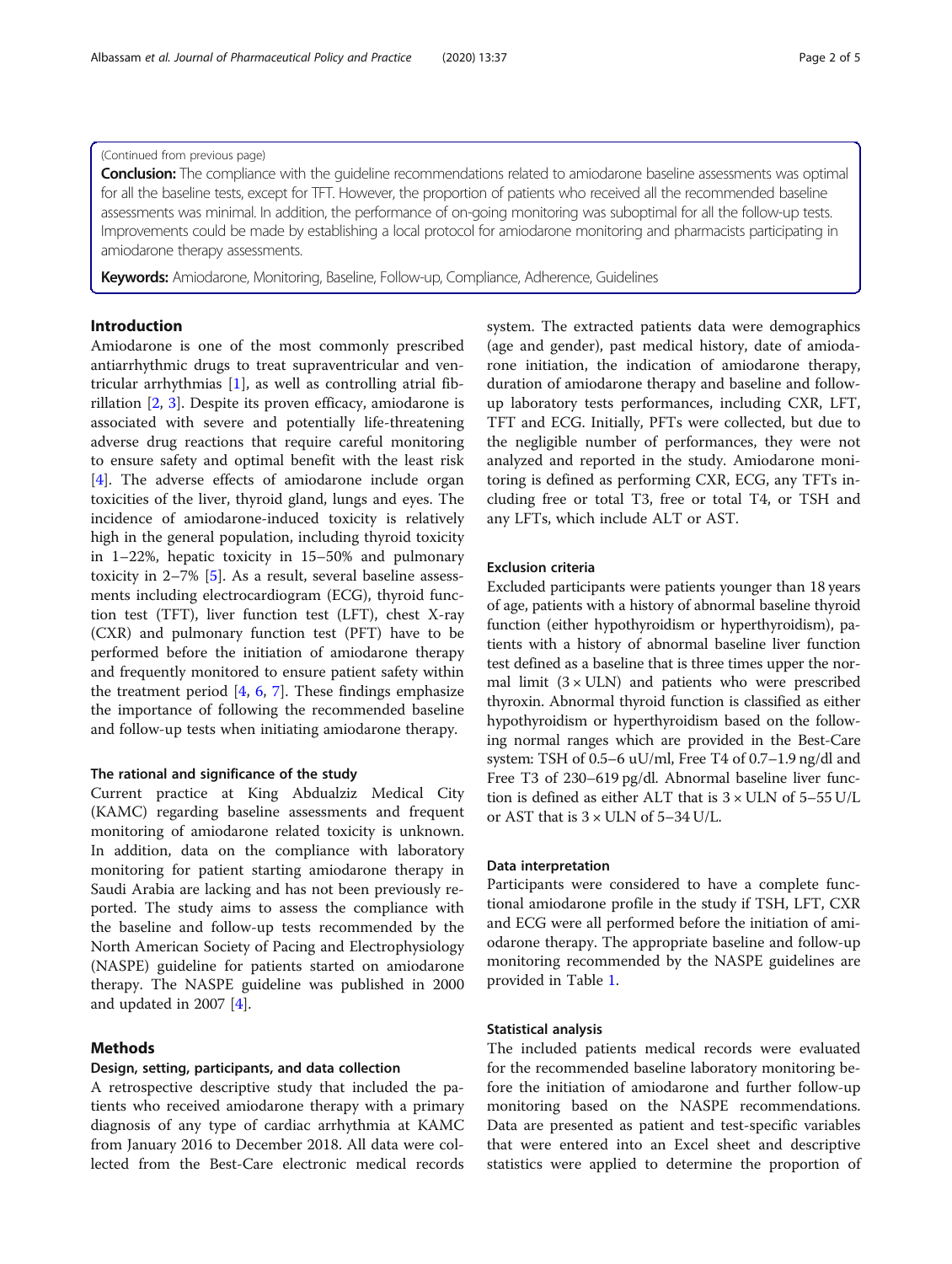(Continued from previous page)

**Conclusion:** The compliance with the guideline recommendations related to amiodarone baseline assessments was optimal for all the baseline tests, except for TFT. However, the proportion of patients who received all the recommended baseline assessments was minimal. In addition, the performance of on-going monitoring was suboptimal for all the follow-up tests. Improvements could be made by establishing a local protocol for amiodarone monitoring and pharmacists participating in amiodarone therapy assessments.

**Keywords:** Amiodarone, Monitoring, Baseline, Follow-up, Compliance, Adherence, Guidelines

## Introduction

Amiodarone is one of the most commonly prescribed antiarrhythmic drugs to treat supraventricular and ventricular arrhythmias [1], as well as controlling atrial fibrillation [2, 3]. Despite its proven efficacy, amiodarone is associated with severe and potentially life-threatening adverse drug reactions that require careful monitoring to ensure safety and optimal benefit with the least risk [4]. The adverse effects of amiodarone include organ toxicities of the liver, thyroid gland, lungs and eyes. The incidence of amiodarone-induced toxicity is relatively high in the general population, including thyroid toxicity in 1–22%, hepatic toxicity in 15–50% and pulmonary toxicity in 2–7% [5]. As a result, several baseline assessments including electrocardiogram (ECG), thyroid function test (TFT), liver function test (LFT), chest X-ray (CXR) and pulmonary function test (PFT) have to be performed before the initiation of amiodarone therapy and frequently monitored to ensure patient safety within the treatment period [4, 6, 7]. These findings emphasize the importance of following the recommended baseline and follow-up tests when initiating amiodarone therapy.

### The rational and significance of the study

Current practice at King Abdualziz Medical City (KAMC) regarding baseline assessments and frequent monitoring of amiodarone related toxicity is unknown. In addition, data on the compliance with laboratory monitoring for patient starting amiodarone therapy in Saudi Arabia are lacking and has not been previously reported. The study aims to assess the compliance with the baseline and follow-up tests recommended by the North American Society of Pacing and Electrophysiology (NASPE) guideline for patients started on amiodarone therapy. The NASPE guideline was published in 2000 and updated in 2007 [4].

## Methods

### Design, setting, participants, and data collection

A retrospective descriptive study that included the patients who received amiodarone therapy with a primary diagnosis of any type of cardiac arrhythmia at KAMC from January 2016 to December 2018. All data were collected from the Best-Care electronic medical records system. The extracted patients data were demographics (age and gender), past medical history, date of amiodarone initiation, the indication of amiodarone therapy, duration of amiodarone therapy and baseline and follow-up laboratory tests performances, including CXR, LFT, TFT and ECG. Initially, PFTs were collected, but due to the negligible number of performances, they were not analyzed and reported in the study. Amiodarone monitoring is defined as performing CXR, ECG, any TFTs including free or total T3, free or total T4, or TSH and any LFTs, which include ALT or AST.

### Exclusion criteria

Excluded participants were patients younger than 18 years of age, patients with a history of abnormal baseline thyroid function (either hypothyroidism or hyperthyroidism), patients with a history of abnormal baseline liver function test defined as a baseline that is three times upper the normal limit (3 × ULN) and patients who were prescribed thyroxin. Abnormal thyroid function is classified as either hypothyroidism or hyperthyroidism based on the following normal ranges which are provided in the Best-Care system: TSH of 0.5–6 uU/ml, Free T4 of 0.7–1.9 ng/dl and Free T3 of 230–619 pg/dl. Abnormal baseline liver function is defined as either ALT that is 3 × ULN of 5–55 U/L or AST that is 3 × ULN of 5–34 U/L.

### Data interpretation

Participants were considered to have a complete functional amiodarone profile in the study if TSH, LFT, CXR and ECG were all performed before the initiation of amiodarone therapy. The appropriate baseline and follow-up monitoring recommended by the NASPE guidelines are provided in Table 1.

### Statistical analysis

The included patients medical records were evaluated for the recommended baseline laboratory monitoring before the initiation of amiodarone and further follow-up monitoring based on the NASPE recommendations. Data are presented as patient and test-specific variables that were entered into an Excel sheet and descriptive statistics were applied to determine the proportion of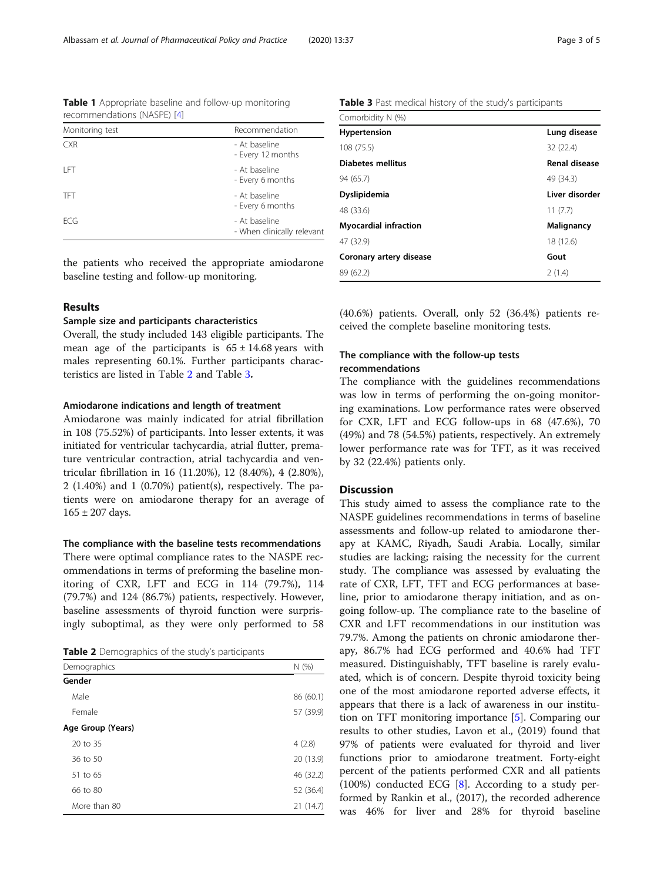**Table 1** Appropriate baseline and follow-up monitoring recommendations (NASPE) [4]

| Monitoring test | Recommendation |
|---|---|
| CXR | - At baseline<br>- Every 12 months |
| LFT | - At baseline<br>- Every 6 months |
| TFT | - At baseline<br>- Every 6 months |
| ECG | - At baseline<br>- When clinically relevant |

the patients who received the appropriate amiodarone baseline testing and follow-up monitoring.

## Results

### Sample size and participants characteristics

Overall, the study included 143 eligible participants. The mean age of the participants is $65 \pm 14.68$ years with males representing 60.1%. Further participants characteristics are listed in Table 2 and Table 3.

### Amiodarone indications and length of treatment

Amiodarone was mainly indicated for atrial fibrillation in 108 (75.52%) of participants. Into lesser extents, it was initiated for ventricular tachycardia, atrial flutter, premature ventricular contraction, atrial tachycardia and ventricular fibrillation in 16 (11.20%), 12 (8.40%), 4 (2.80%), 2 (1.40%) and 1 (0.70%) patient(s), respectively. The patients were on amiodarone therapy for an average of $165 \pm 207$ days.

### The compliance with the baseline tests recommendations

There were optimal compliance rates to the NASPE recommendations in terms of preforming the baseline monitoring of CXR, LFT and ECG in 114 (79.7%), 114 (79.7%) and 124 (86.7%) patients, respectively. However, baseline assessments of thyroid function were surprisingly suboptimal, as they were only performed to 58 (40.6%) patients. Overall, only 52 (36.4%) patients received the complete baseline monitoring tests.

**Table 2** Demographics of the study's participants

| Demographics | N (%) |
|---|---|
| **Gender** | |
| Male | 86 (60.1) |
| Female | 57 (39.9) |
| **Age Group (Years)** | |
| 20 to 35 | 4 (2.8) |
| 36 to 50 | 20 (13.9) |
| 51 to 65 | 46 (32.2) |
| 66 to 80 | 52 (36.4) |
| More than 80 | 21 (14.7) |

**Table 3** Past medical history of the study's participants

| Comorbidity N (%) | |
|---|---|
| **Hypertension** | **Lung disease** |
| 108 (75.5) | 32 (22.4) |
| **Diabetes mellitus** | **Renal disease** |
| 94 (65.7) | 49 (34.3) |
| **Dyslipidemia** | **Liver disorder** |
| 48 (33.6) | 11 (7.7) |
| **Myocardial infraction** | **Malignancy** |
| 47 (32.9) | 18 (12.6) |
| **Coronary artery disease** | **Gout** |
| 89 (62.2) | 2 (1.4) |

### The compliance with the follow-up tests recommendations

The compliance with the guidelines recommendations was low in terms of performing the on-going monitoring examinations. Low performance rates were observed for CXR, LFT and ECG follow-ups in 68 (47.6%), 70 (49%) and 78 (54.5%) patients, respectively. An extremely lower performance rate was for TFT, as it was received by 32 (22.4%) patients only.

## Discussion

This study aimed to assess the compliance rate to the NASPE guidelines recommendations in terms of baseline assessments and follow-up related to amiodarone therapy at KAMC, Riyadh, Saudi Arabia. Locally, similar studies are lacking; raising the necessity for the current study. The compliance was assessed by evaluating the rate of CXR, LFT, TFT and ECG performances at baseline, prior to amiodarone therapy initiation, and as on-going follow-up. The compliance rate to the baseline of CXR and LFT recommendations in our institution was 79.7%. Among the patients on chronic amiodarone therapy, 86.7% had ECG performed and 40.6% had TFT measured. Distinguishably, TFT baseline is rarely evaluated, which is of concern. Despite thyroid toxicity being one of the most amiodarone reported adverse effects, it appears that there is a lack of awareness in our institution on TFT monitoring importance [5]. Comparing our results to other studies, Lavon et al., (2019) found that 97% of patients were evaluated for thyroid and liver functions prior to amiodarone treatment. Forty-eight percent of the patients performed CXR and all patients (100%) conducted ECG [8]. According to a study performed by Rankin et al., (2017), the recorded adherence was 46% for liver and 28% for thyroid baseline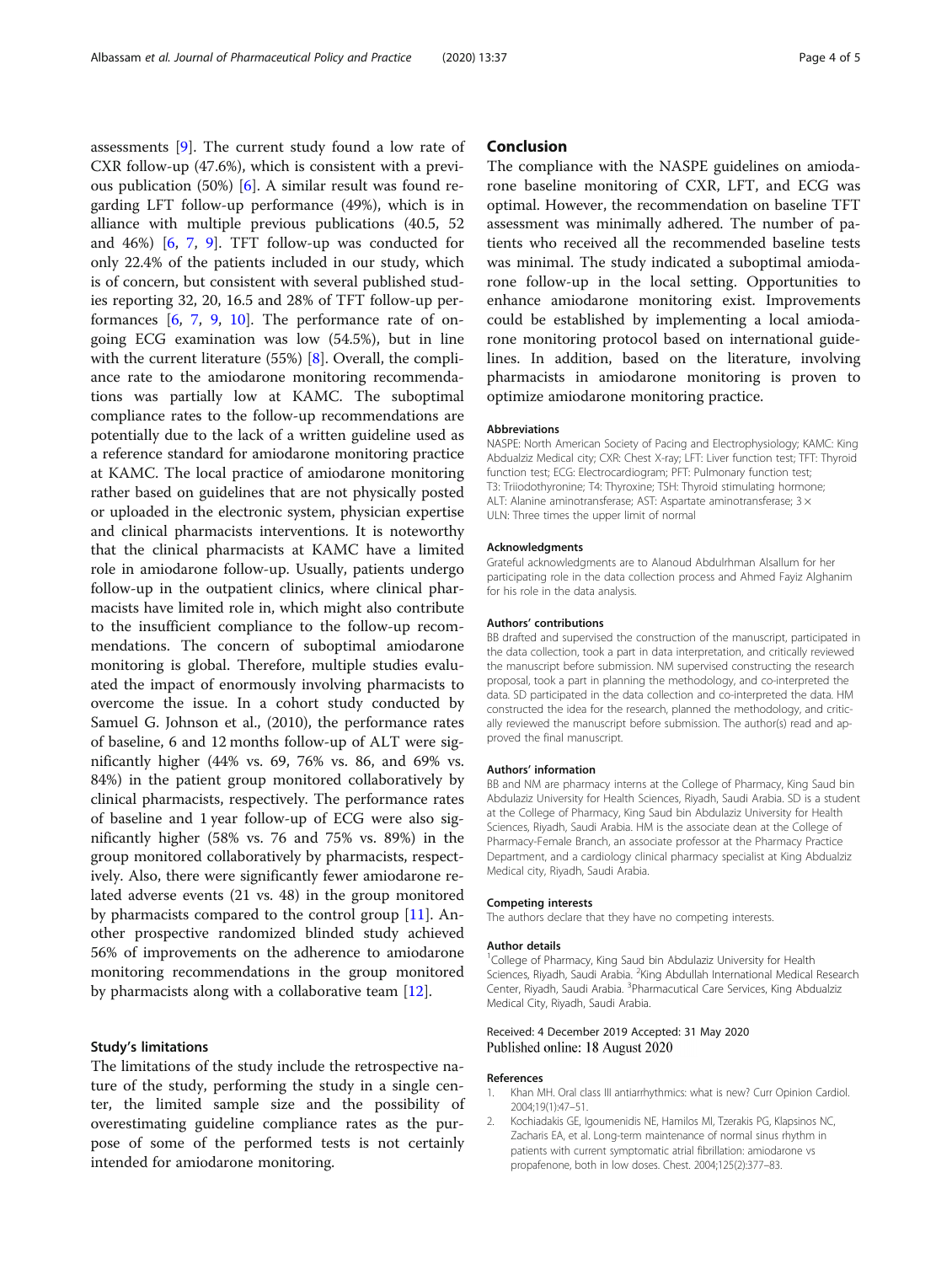assessments [9]. The current study found a low rate of CXR follow-up (47.6%), which is consistent with a previous publication (50%) [6]. A similar result was found regarding LFT follow-up performance (49%), which is in alliance with multiple previous publications (40.5, 52 and 46%) [6, 7, 9]. TFT follow-up was conducted for only 22.4% of the patients included in our study, which is of concern, but consistent with several published studies reporting 32, 20, 16.5 and 28% of TFT follow-up performances [6, 7, 9, 10]. The performance rate of ongoing ECG examination was low (54.5%), but in line with the current literature (55%) [8]. Overall, the compliance rate to the amiodarone monitoring recommendations was partially low at KAMC. The suboptimal compliance rates to the follow-up recommendations are potentially due to the lack of a written guideline used as a reference standard for amiodarone monitoring practice at KAMC. The local practice of amiodarone monitoring rather based on guidelines that are not physically posted or uploaded in the electronic system, physician expertise and clinical pharmacists interventions. It is noteworthy that the clinical pharmacists at KAMC have a limited role in amiodarone follow-up. Usually, patients undergo follow-up in the outpatient clinics, where clinical pharmacists have limited role in, which might also contribute to the insufficient compliance to the follow-up recommendations. The concern of suboptimal amiodarone monitoring is global. Therefore, multiple studies evaluated the impact of enormously involving pharmacists to overcome the issue. In a cohort study conducted by Samuel G. Johnson et al., (2010), the performance rates of baseline, 6 and 12 months follow-up of ALT were significantly higher (44% vs. 69, 76% vs. 86, and 69% vs. 84%) in the patient group monitored collaboratively by clinical pharmacists, respectively. The performance rates of baseline and 1 year follow-up of ECG were also significantly higher (58% vs. 76 and 75% vs. 89%) in the group monitored collaboratively by pharmacists, respectively. Also, there were significantly fewer amiodarone related adverse events (21 vs. 48) in the group monitored by pharmacists compared to the control group [11]. Another prospective randomized blinded study achieved 56% of improvements on the adherence to amiodarone monitoring recommendations in the group monitored by pharmacists along with a collaborative team [12].

### Study's limitations

The limitations of the study include the retrospective nature of the study, performing the study in a single center, the limited sample size and the possibility of overestimating guideline compliance rates as the purpose of some of the performed tests is not certainly intended for amiodarone monitoring.

## Conclusion

The compliance with the NASPE guidelines on amiodarone baseline monitoring of CXR, LFT, and ECG was optimal. However, the recommendation on baseline TFT assessment was minimally adhered. The number of patients who received all the recommended baseline tests was minimal. The study indicated a suboptimal amiodarone follow-up in the local setting. Opportunities to enhance amiodarone monitoring exist. Improvements could be established by implementing a local amiodarone monitoring protocol based on international guidelines. In addition, based on the literature, involving pharmacists in amiodarone monitoring is proven to optimize amiodarone monitoring practice.

#### Abbreviations

NASPE: North American Society of Pacing and Electrophysiology; KAMC: King Abdualziz Medical city; CXR: Chest X-ray; LFT: Liver function test; TFT: Thyroid function test; ECG: Electrocardiogram; PFT: Pulmonary function test; T3: Triiodothyronine; T4: Thyroxine; TSH: Thyroid stimulating hormone; ALT: Alanine aminotransferase; AST: Aspartate aminotransferase; 3 × ULN: Three times the upper limit of normal

#### Acknowledgments

Grateful acknowledgments are to Alanoud Abdulrhman Alsallum for her participating role in the data collection process and Ahmed Fayiz Alghanim for his role in the data analysis.

#### Authors' contributions

BB drafted and supervised the construction of the manuscript, participated in the data collection, took a part in data interpretation, and critically reviewed the manuscript before submission. NM supervised constructing the research proposal, took a part in planning the methodology, and co-interpreted the data. SD participated in the data collection and co-interpreted the data. HM constructed the idea for the research, planned the methodology, and critically reviewed the manuscript before submission. The author(s) read and approved the final manuscript.

#### Authors' information

BB and NM are pharmacy interns at the College of Pharmacy, King Saud bin Abdulaziz University for Health Sciences, Riyadh, Saudi Arabia. SD is a student at the College of Pharmacy, King Saud bin Abdulaziz University for Health Sciences, Riyadh, Saudi Arabia. HM is the associate dean at the College of Pharmacy-Female Branch, an associate professor at the Pharmacy Practice Department, and a cardiology clinical pharmacy specialist at King Abdualziz Medical city, Riyadh, Saudi Arabia.

#### Competing interests

The authors declare that they have no competing interests.

#### Author details

[1]College of Pharmacy, King Saud bin Abdulaziz University for Health Sciences, Riyadh, Saudi Arabia. [2]King Abdullah International Medical Research Center, Riyadh, Saudi Arabia. [3]Pharmaceutical Care Services, King Abdualziz Medical City, Riyadh, Saudi Arabia.

Received: 4 December 2019 Accepted: 31 May 2020
Published online: 18 August 2020

#### References

1. Khan MH. Oral class III antiarrhythmics: what is new? Curr Opinion Cardiol. 2004;19(1):47–51.
2. Kochiadakis GE, Igoumenidis NE, Hamilos MI, Tzerakis PG, Klapsinos NC, Zacharis EA, et al. Long-term maintenance of normal sinus rhythm in patients with current symptomatic atrial fibrillation: amiodarone vs propafenone, both in low doses. Chest. 2004;125(2):377–83.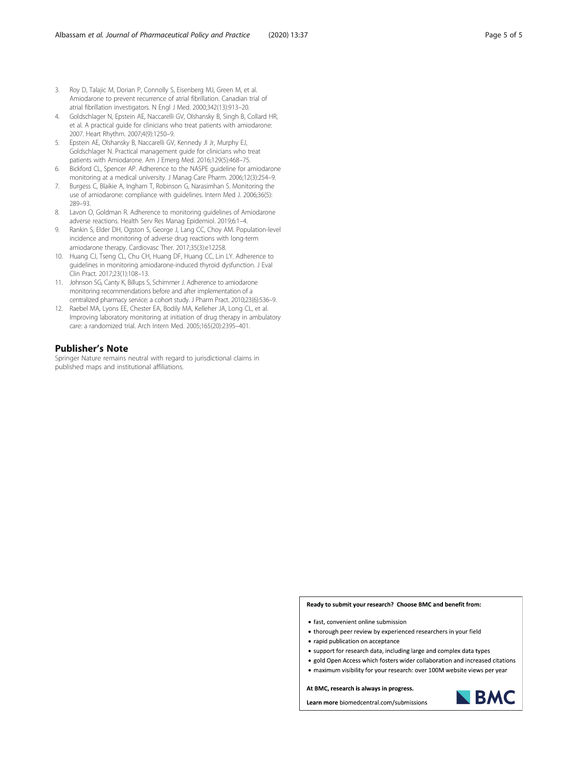3. Roy D, Talajic M, Dorian P, Connolly S, Eisenberg MJ, Green M, et al. Amiodarone to prevent recurrence of atrial fibrillation. Canadian trial of atrial fibrillation investigators. N Engl J Med. 2000;342(13):913–20.
4. Goldschlager N, Epstein AE, Naccarelli GV, Olshansky B, Singh B, Collard HR, et al. A practical guide for clinicians who treat patients with amiodarone: 2007. Heart Rhythm. 2007;4(9):1250–9.
5. Epstein AE, Olshansky B, Naccarelli GV, Kennedy JI Jr, Murphy EJ, Goldschlager N. Practical management guide for clinicians who treat patients with Amiodarone. Am J Emerg Med. 2016;129(5):468–75.
6. Bickford CL, Spencer AP. Adherence to the NASPE guideline for amiodarone monitoring at a medical university. J Manag Care Pharm. 2006;12(3):254–9.
7. Burgess C, Blaikie A, Ingham T, Robinson G, Narasimhan S. Monitoring the use of amiodarone: compliance with guidelines. Intern Med J. 2006;36(5): 289–93.
8. Lavon O, Goldman R. Adherence to monitoring guidelines of Amiodarone adverse reactions. Health Serv Res Manag Epidemiol. 2019;6:1–4.
9. Rankin S, Elder DH, Ogston S, George J, Lang CC, Choy AM. Population-level incidence and monitoring of adverse drug reactions with long-term amiodarone therapy. Cardiovasc Ther. 2017;35(3):e12258.
10. Huang CJ, Tseng CL, Chu CH, Huang DF, Huang CC, Lin LY. Adherence to guidelines in monitoring amiodarone-induced thyroid dysfunction. J Eval Clin Pract. 2017;23(1):108–13.
11. Johnson SG, Canty K, Billups S, Schimmer J. Adherence to amiodarone monitoring recommendations before and after implementation of a centralized pharmacy service: a cohort study. J Pharm Pract. 2010;23(6):536–9.
12. Raebel MA, Lyons EE, Chester EA, Bodily MA, Kelleher JA, Long CL, et al. Improving laboratory monitoring at initiation of drug therapy in ambulatory care: a randomized trial. Arch Intern Med. 2005;165(20):2395–401.

## Publisher's Note

Springer Nature remains neutral with regard to jurisdictional claims in published maps and institutional affiliations.

**Ready to submit your research? Choose BMC and benefit from:**

- fast, convenient online submission
- thorough peer review by experienced researchers in your field
- rapid publication on acceptance
- support for research data, including large and complex data types
- gold Open Access which fosters wider collaboration and increased citations
- maximum visibility for your research: over 100M website views per year

**At BMC, research is always in progress.**

**Learn more** biomedcentral.com/submissions

BMC